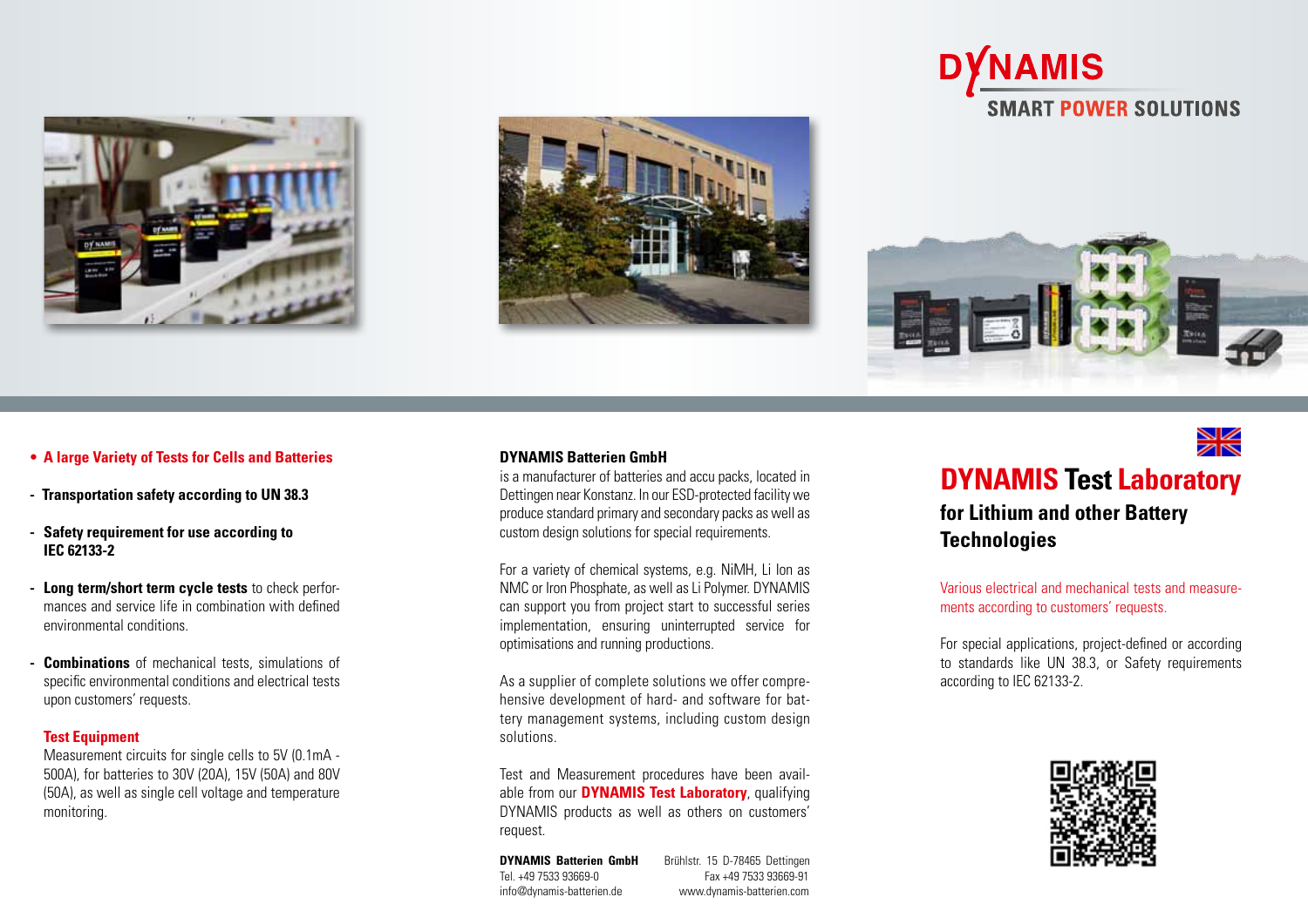DYNAMIS

SMART POWER SOLUTIONS

# DYNAMIS Test Laboratory

## for Lithium and other Battery Technologies

Various electrical and mechanical tests and measurements according to customers' requests.

For special applications, project-defined or according to standards like UN 38.3, or Safety requirements according to IEC 62133-2.

- **A large Variety of Tests for Cells and Batteries**

- **Transportation safety according to UN 38.3**
- **Safety requirement for use according to IEC 62133-2**
- **Long term/short term cycle tests** to check performances and service life in combination with defined environmental conditions.
- **Combinations** of mechanical tests, simulations of specific environmental conditions and electrical tests upon customers' requests.

**Test Equipment**

Measurement circuits for single cells to 5V (0.1mA - 500A), for batteries to 30V (20A), 15V (50A) and 80V (50A), as well as single cell voltage and temperature monitoring.

**DYNAMIS Batterien GmbH**

is a manufacturer of batteries and accu packs, located in Dettingen near Konstanz. In our ESD-protected facility we produce standard primary and secondary packs as well as custom design solutions for special requirements.

For a variety of chemical systems, e.g. NiMH, Li Ion as NMC or Iron Phosphate, as well as Li Polymer. DYNAMIS can support you from project start to successful series implementation, ensuring uninterrupted service for optimisations and running productions.

As a supplier of complete solutions we offer comprehensive development of hard- and software for battery management systems, including custom design solutions.

Test and Measurement procedures have been available from our **DYNAMIS Test Laboratory**, qualifying DYNAMIS products as well as others on customers' request.

**DYNAMIS Batterien GmbH** Brühlstr. 15 D-78465 Dettingen
Tel. +49 7533 93669-0 Fax +49 7533 93669-91
info@dynamis-batterien.de www.dynamis-batterien.com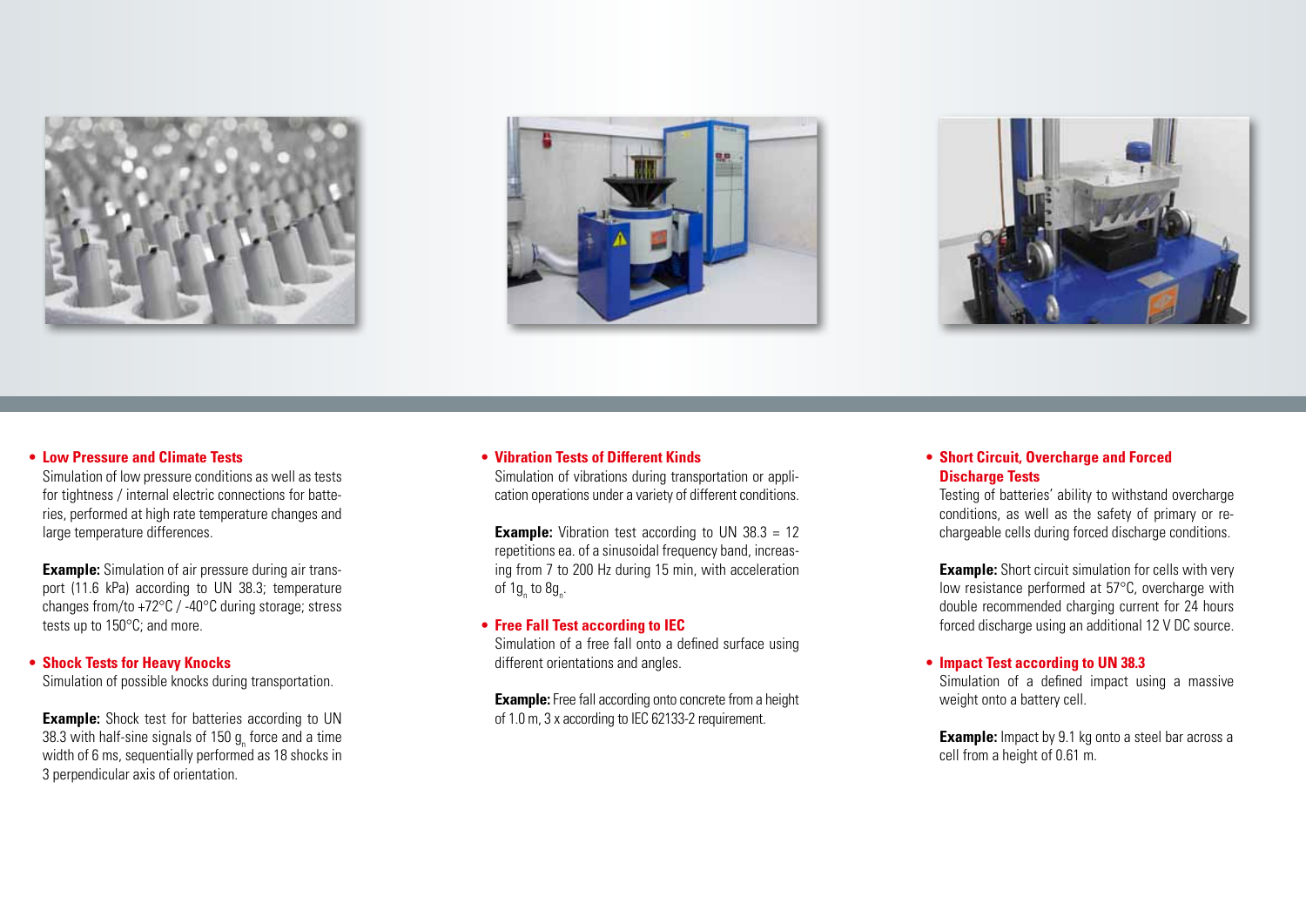- **Low Pressure and Climate Tests**
  Simulation of low pressure conditions as well as tests for tightness / internal electric connections for batteries, performed at high rate temperature changes and large temperature differences.

  **Example:** Simulation of air pressure during air transport (11.6 kPa) according to UN 38.3; temperature changes from/to +72°C / -40°C during storage; stress tests up to 150°C; and more.

- **Shock Tests for Heavy Knocks**
  Simulation of possible knocks during transportation.

  **Example:** Shock test for batteries according to UN 38.3 with half-sine signals of 150 $g_n$ force and a time width of 6 ms, sequentially performed as 18 shocks in 3 perpendicular axis of orientation.

- **Vibration Tests of Different Kinds**
  Simulation of vibrations during transportation or application operations under a variety of different conditions.

  **Example:** Vibration test according to UN 38.3 = 12 repetitions ea. of a sinusoidal frequency band, increasing from 7 to 200 Hz during 15 min, with acceleration of 1$g_n$ to 8$g_n$.

- **Free Fall Test according to IEC**
  Simulation of a free fall onto a defined surface using different orientations and angles.

  **Example:** Free fall according onto concrete from a height of 1.0 m, 3 x according to IEC 62133-2 requirement.

- **Short Circuit, Overcharge and Forced Discharge Tests**
  Testing of batteries' ability to withstand overcharge conditions, as well as the safety of primary or rechargeable cells during forced discharge conditions.

  **Example:** Short circuit simulation for cells with very low resistance performed at 57°C, overcharge with double recommended charging current for 24 hours forced discharge using an additional 12 V DC source.

- **Impact Test according to UN 38.3**
  Simulation of a defined impact using a massive weight onto a battery cell.

  **Example:** Impact by 9.1 kg onto a steel bar across a cell from a height of 0.61 m.